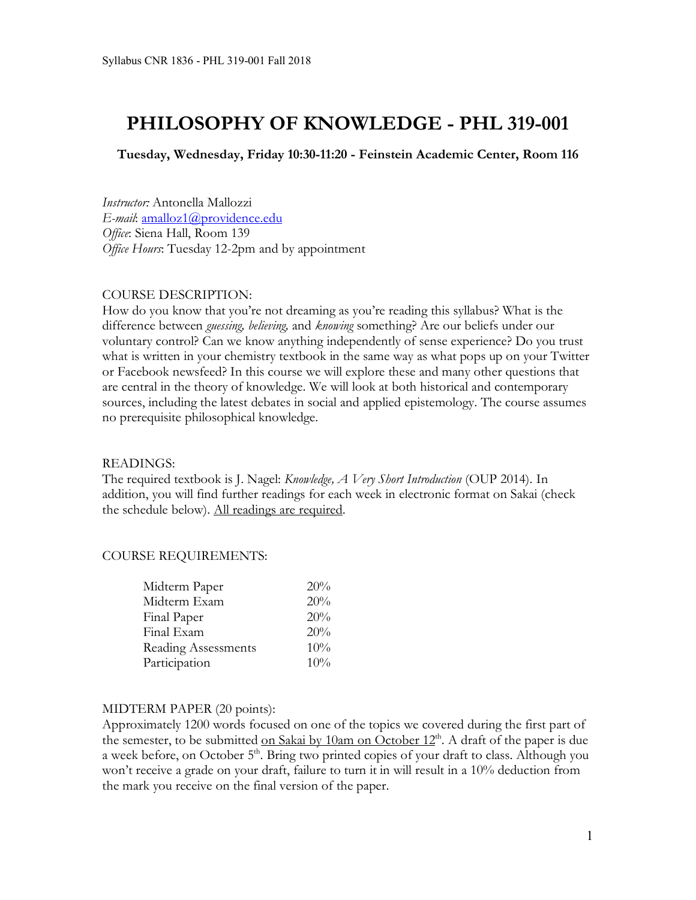# PHILOSOPHY OF KNOWLEDGE - PHL 319-001

**Tuesday, Wednesday, Friday 10:30-11:20 - Feinstein Academic Center, Room 116**

*Instructor:* Antonella Mallozzi
*E-mail*: amalloz1@providence.edu
*Office*: Siena Hall, Room 139
*Office Hours*: Tuesday 12-2pm and by appointment

COURSE DESCRIPTION:

How do you know that you're not dreaming as you're reading this syllabus? What is the difference between *guessing, believing,* and *knowing* something? Are our beliefs under our voluntary control? Can we know anything independently of sense experience? Do you trust what is written in your chemistry textbook in the same way as what pops up on your Twitter or Facebook newsfeed? In this course we will explore these and many other questions that are central in the theory of knowledge. We will look at both historical and contemporary sources, including the latest debates in social and applied epistemology. The course assumes no prerequisite philosophical knowledge.

READINGS:

The required textbook is J. Nagel: *Knowledge, A Very Short Introduction* (OUP 2014). In addition, you will find further readings for each week in electronic format on Sakai (check the schedule below). <u>All readings are required</u>.

COURSE REQUIREMENTS:

| | |
|---|---|
| Midterm Paper | 20% |
| Midterm Exam | 20% |
| Final Paper | 20% |
| Final Exam | 20% |
| Reading Assessments | 10% |
| Participation | 10% |

MIDTERM PAPER (20 points):

Approximately 1200 words focused on one of the topics we covered during the first part of the semester, to be submitted <u>on Sakai by 10am on October 12th</u>. A draft of the paper is due a week before, on October 5th. Bring two printed copies of your draft to class. Although you won't receive a grade on your draft, failure to turn it in will result in a 10% deduction from the mark you receive on the final version of the paper.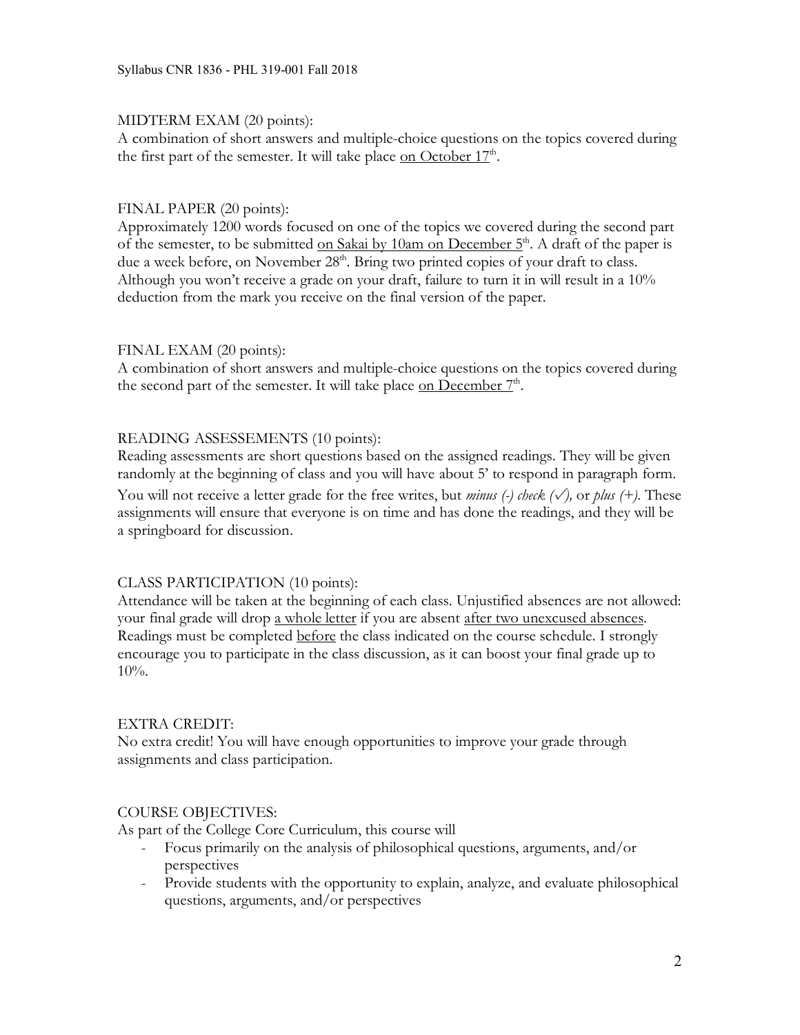MIDTERM EXAM (20 points):
A combination of short answers and multiple-choice questions on the topics covered during the first part of the semester. It will take place <u>on October 17th</u>.

FINAL PAPER (20 points):
Approximately 1200 words focused on one of the topics we covered during the second part of the semester, to be submitted <u>on Sakai by 10am on December 5th</u>. A draft of the paper is due a week before, on November 28th. Bring two printed copies of your draft to class. Although you won't receive a grade on your draft, failure to turn it in will result in a 10% deduction from the mark you receive on the final version of the paper.

FINAL EXAM (20 points):
A combination of short answers and multiple-choice questions on the topics covered during the second part of the semester. It will take place <u>on December 7th</u>.

READING ASSESSEMENTS (10 points):
Reading assessments are short questions based on the assigned readings. They will be given randomly at the beginning of class and you will have about 5' to respond in paragraph form. You will not receive a letter grade for the free writes, but *minus (-) check (✓),* or *plus (+)*. These assignments will ensure that everyone is on time and has done the readings, and they will be a springboard for discussion.

CLASS PARTICIPATION (10 points):
Attendance will be taken at the beginning of each class. Unjustified absences are not allowed: your final grade will drop <u>a whole letter</u> if you are absent <u>after two unexcused absences</u>. Readings must be completed <u>before</u> the class indicated on the course schedule. I strongly encourage you to participate in the class discussion, as it can boost your final grade up to 10%.

EXTRA CREDIT:
No extra credit! You will have enough opportunities to improve your grade through assignments and class participation.

COURSE OBJECTIVES:
As part of the College Core Curriculum, this course will

- Focus primarily on the analysis of philosophical questions, arguments, and/or perspectives
- Provide students with the opportunity to explain, analyze, and evaluate philosophical questions, arguments, and/or perspectives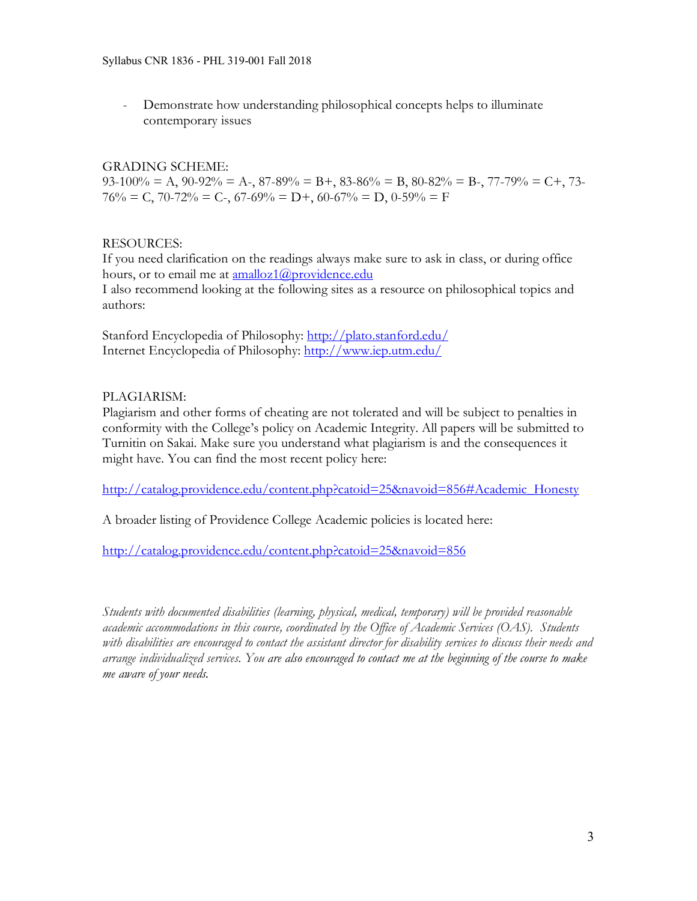- Demonstrate how understanding philosophical concepts helps to illuminate contemporary issues

GRADING SCHEME:
93-100% = A, 90-92% = A-, 87-89% = B+, 83-86% = B, 80-82% = B-, 77-79% = C+, 73-76% = C, 70-72% = C-, 67-69% = D+, 60-67% = D, 0-59% = F

RESOURCES:
If you need clarification on the readings always make sure to ask in class, or during office hours, or to email me at amalloz1@providence.edu
I also recommend looking at the following sites as a resource on philosophical topics and authors:

Stanford Encyclopedia of Philosophy: http://plato.stanford.edu/
Internet Encyclopedia of Philosophy: http://www.iep.utm.edu/

PLAGIARISM:
Plagiarism and other forms of cheating are not tolerated and will be subject to penalties in conformity with the College's policy on Academic Integrity. All papers will be submitted to Turnitin on Sakai. Make sure you understand what plagiarism is and the consequences it might have. You can find the most recent policy here:

http://catalog.providence.edu/content.php?catoid=25&navoid=856#Academic_Honesty

A broader listing of Providence College Academic policies is located here:

http://catalog.providence.edu/content.php?catoid=25&navoid=856

*Students with documented disabilities (learning, physical, medical, temporary) will be provided reasonable academic accommodations in this course, coordinated by the Office of Academic Services (OAS). Students with disabilities are encouraged to contact the assistant director for disability services to discuss their needs and arrange individualized services. You are also encouraged to contact me at the beginning of the course to make me aware of your needs.*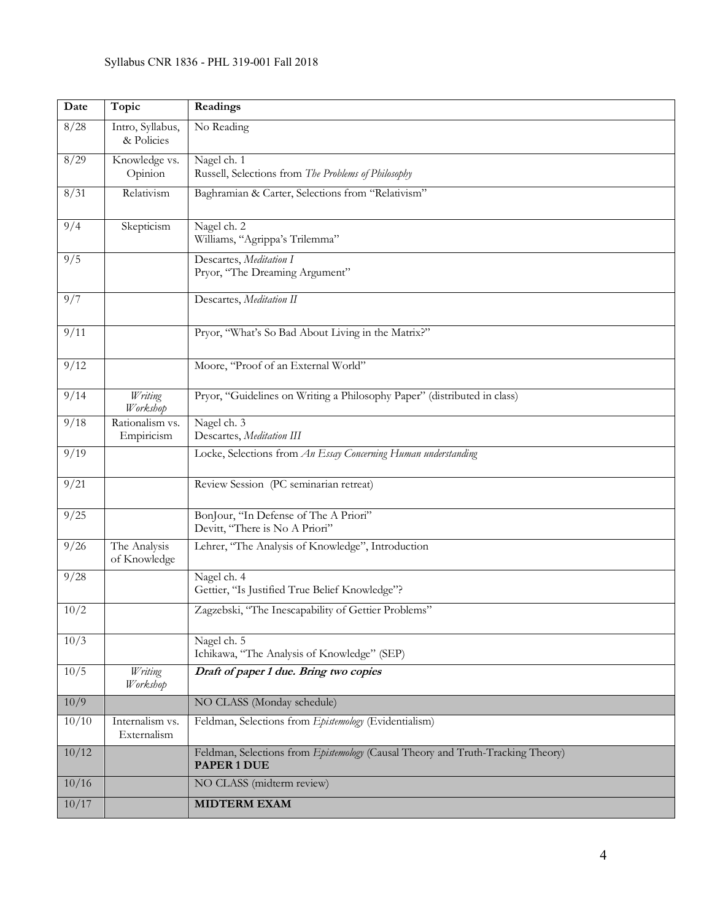Syllabus CNR 1836 - PHL 319-001 Fall 2018

| Date | Topic | Readings |
|---|---|---|
| 8/28 | Intro, Syllabus, & Policies | No Reading |
| 8/29 | Knowledge vs. Opinion | Nagel ch. 1<br>Russell, Selections from *The Problems of Philosophy* |
| 8/31 | Relativism | Baghramian & Carter, Selections from "Relativism" |
| 9/4 | Skepticism | Nagel ch. 2<br>Williams, "Agrippa's Trilemma" |
| 9/5 | | Descartes, *Meditation I*<br>Pryor, "The Dreaming Argument" |
| 9/7 | | Descartes, *Meditation II* |
| 9/11 | | Pryor, "What's So Bad About Living in the Matrix?" |
| 9/12 | | Moore, "Proof of an External World" |
| 9/14 | *Writing Workshop* | Pryor, "Guidelines on Writing a Philosophy Paper" (distributed in class) |
| 9/18 | Rationalism vs. Empiricism | Nagel ch. 3<br>Descartes, *Meditation III* |
| 9/19 | | Locke, Selections from *An Essay Concerning Human understanding* |
| 9/21 | | Review Session (PC seminarian retreat) |
| 9/25 | | BonJour, "In Defense of The A Priori"<br>Devitt, "There is No A Priori" |
| 9/26 | The Analysis of Knowledge | Lehrer, "The Analysis of Knowledge", Introduction |
| 9/28 | | Nagel ch. 4<br>Gettier, "Is Justified True Belief Knowledge"? |
| 10/2 | | Zagzebski, "The Inescapability of Gettier Problems" |
| 10/3 | | Nagel ch. 5<br>Ichikawa, "The Analysis of Knowledge" (SEP) |
| 10/5 | *Writing Workshop* | ***Draft of paper 1 due. Bring two copies*** |
| 10/9 | | NO CLASS (Monday schedule) |
| 10/10 | Internalism vs. Externalism | Feldman, Selections from *Epistemology* (Evidentialism) |
| 10/12 | | Feldman, Selections from *Epistemology* (Causal Theory and Truth-Tracking Theory)<br>**PAPER 1 DUE** |
| 10/16 | | NO CLASS (midterm review) |
| 10/17 | | **MIDTERM EXAM** |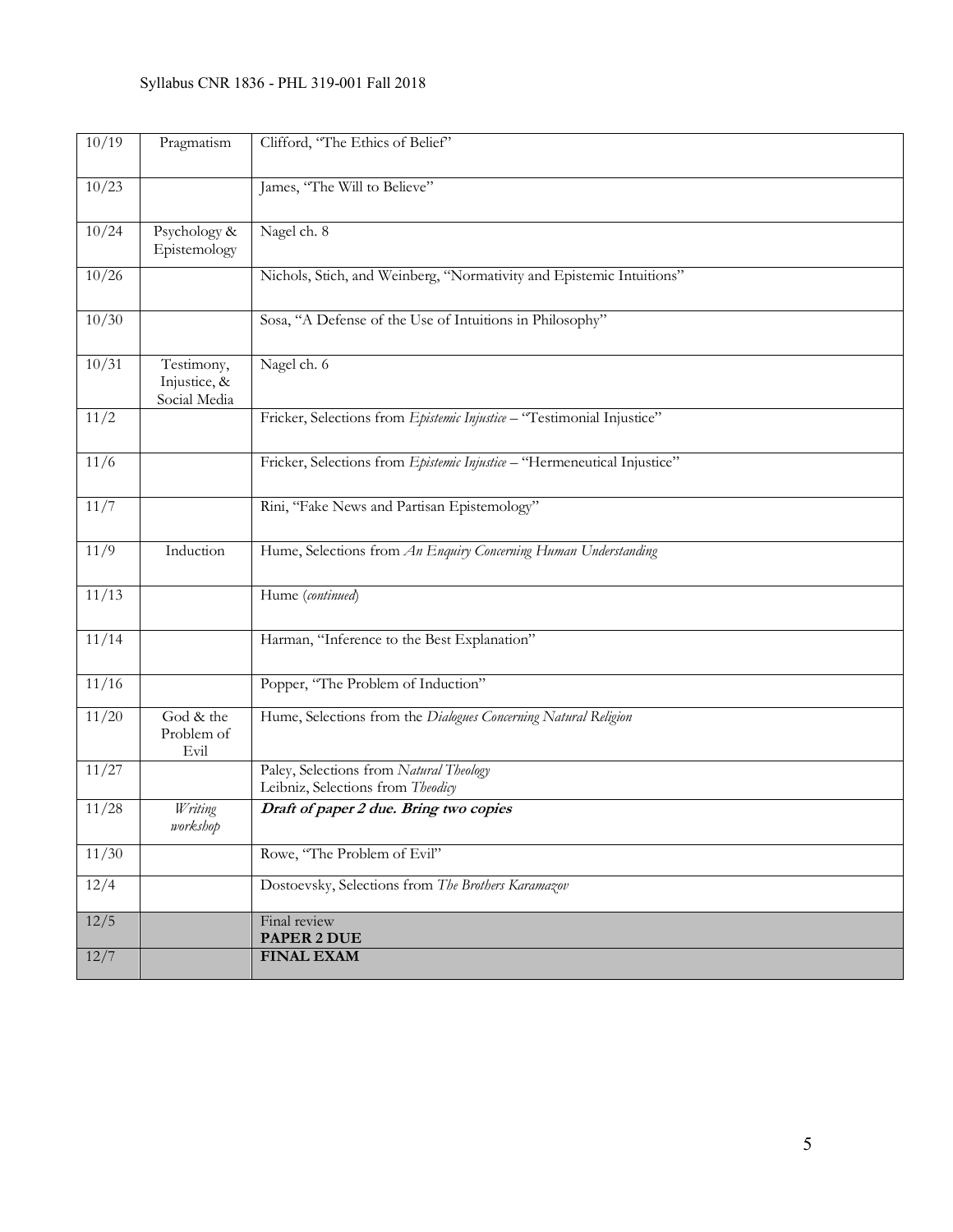| | | |
|---|---|---|
| 10/19 | Pragmatism | Clifford, "The Ethics of Belief" |
| 10/23 | | James, "The Will to Believe" |
| 10/24 | Psychology & Epistemology | Nagel ch. 8 |
| 10/26 | | Nichols, Stich, and Weinberg, "Normativity and Epistemic Intuitions" |
| 10/30 | | Sosa, "A Defense of the Use of Intuitions in Philosophy" |
| 10/31 | Testimony, Injustice, & Social Media | Nagel ch. 6 |
| 11/2 | | Fricker, Selections from *Epistemic Injustice* – "Testimonial Injustice" |
| 11/6 | | Fricker, Selections from *Epistemic Injustice* – "Hermeneutical Injustice" |
| 11/7 | | Rini, "Fake News and Partisan Epistemology" |
| 11/9 | Induction | Hume, Selections from *An Enquiry Concerning Human Understanding* |
| 11/13 | | Hume (*continued*) |
| 11/14 | | Harman, "Inference to the Best Explanation" |
| 11/16 | | Popper, "The Problem of Induction" |
| 11/20 | God & the Problem of Evil | Hume, Selections from the *Dialogues Concerning Natural Religion* |
| 11/27 | | Paley, Selections from *Natural Theology*<br>Leibniz, Selections from *Theodicy* |
| 11/28 | *Writing workshop* | ***Draft of paper 2 due. Bring two copies*** |
| 11/30 | | Rowe, "The Problem of Evil" |
| 12/4 | | Dostoevsky, Selections from *The Brothers Karamazov* |
| 12/5 | | Final review<br>**PAPER 2 DUE** |
| 12/7 | | **FINAL EXAM** |